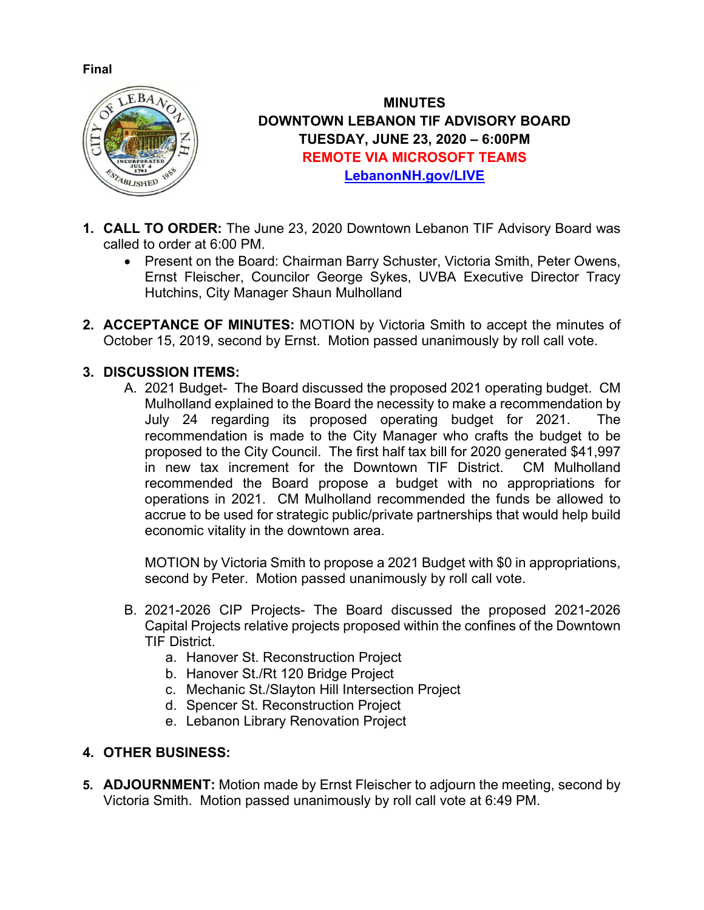Final

# MINUTES
# DOWNTOWN LEBANON TIF ADVISORY BOARD
# TUESDAY, JUNE 23, 2020 – 6:00PM
# REMOTE VIA MICROSOFT TEAMS
# LebanonNH.gov/LIVE

1. **CALL TO ORDER:** The June 23, 2020 Downtown Lebanon TIF Advisory Board was called to order at 6:00 PM.
   - Present on the Board: Chairman Barry Schuster, Victoria Smith, Peter Owens, Ernst Fleischer, Councilor George Sykes, UVBA Executive Director Tracy Hutchins, City Manager Shaun Mulholland

2. **ACCEPTANCE OF MINUTES:** MOTION by Victoria Smith to accept the minutes of October 15, 2019, second by Ernst. Motion passed unanimously by roll call vote.

3. **DISCUSSION ITEMS:**
   A. 2021 Budget- The Board discussed the proposed 2021 operating budget. CM Mulholland explained to the Board the necessity to make a recommendation by July 24 regarding its proposed operating budget for 2021. The recommendation is made to the City Manager who crafts the budget to be proposed to the City Council. The first half tax bill for 2020 generated $41,997 in new tax increment for the Downtown TIF District. CM Mulholland recommended the Board propose a budget with no appropriations for operations in 2021. CM Mulholland recommended the funds be allowed to accrue to be used for strategic public/private partnerships that would help build economic vitality in the downtown area.

      MOTION by Victoria Smith to propose a 2021 Budget with $0 in appropriations, second by Peter. Motion passed unanimously by roll call vote.

   B. 2021-2026 CIP Projects- The Board discussed the proposed 2021-2026 Capital Projects relative projects proposed within the confines of the Downtown TIF District.
      a. Hanover St. Reconstruction Project
      b. Hanover St./Rt 120 Bridge Project
      c. Mechanic St./Slayton Hill Intersection Project
      d. Spencer St. Reconstruction Project
      e. Lebanon Library Renovation Project

4. **OTHER BUSINESS:**

5. **ADJOURNMENT:** Motion made by Ernst Fleischer to adjourn the meeting, second by Victoria Smith. Motion passed unanimously by roll call vote at 6:49 PM.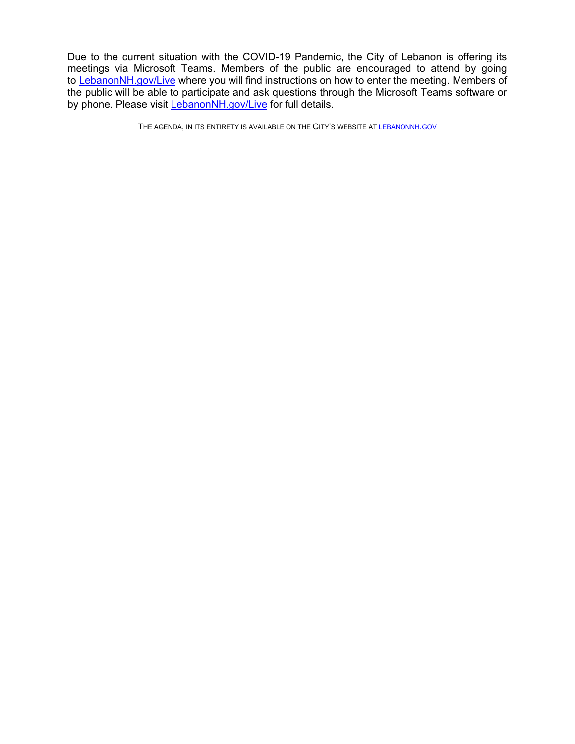Due to the current situation with the COVID-19 Pandemic, the City of Lebanon is offering its meetings via Microsoft Teams. Members of the public are encouraged to attend by going to LebanonNH.gov/Live where you will find instructions on how to enter the meeting. Members of the public will be able to participate and ask questions through the Microsoft Teams software or by phone. Please visit LebanonNH.gov/Live for full details.

THE AGENDA, IN ITS ENTIRETY IS AVAILABLE ON THE CITY'S WEBSITE AT LEBANONNH.GOV